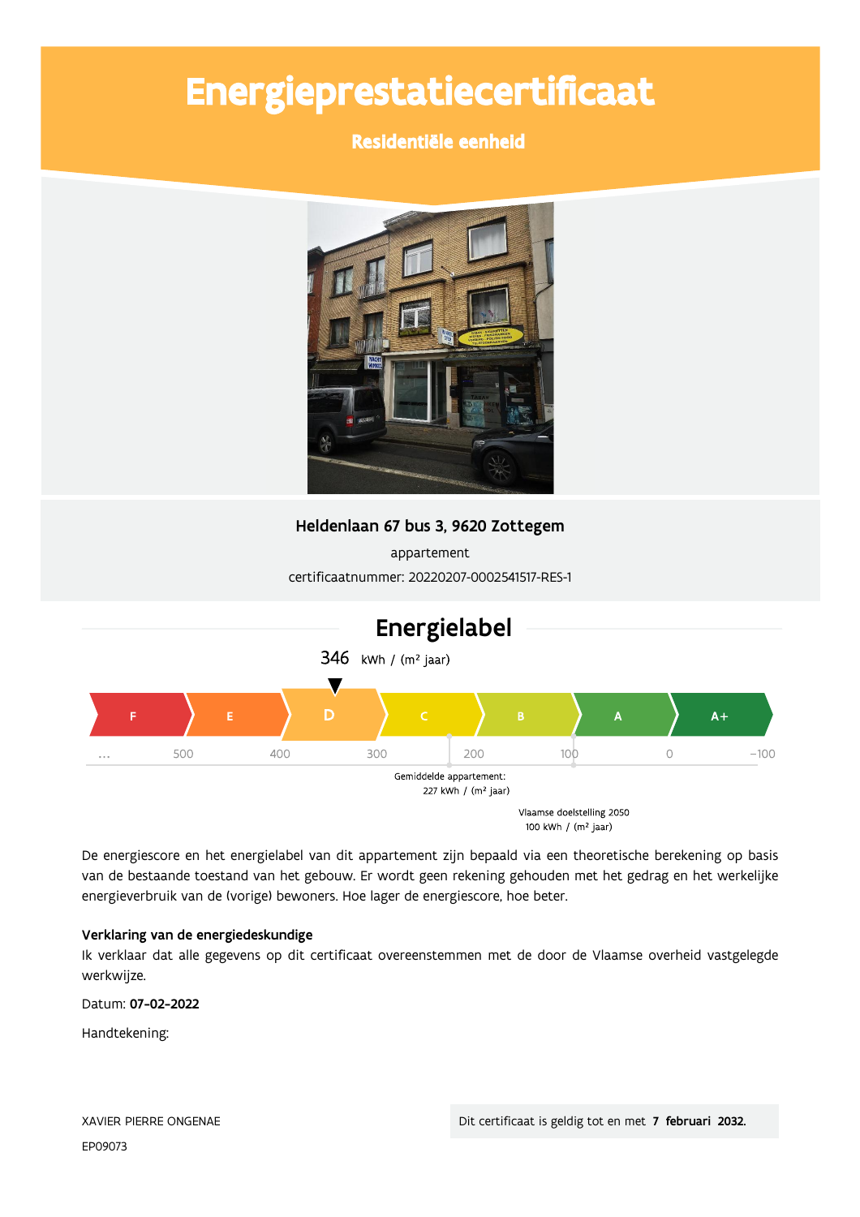# Energieprestatiecertificaat

## Residentiële eenheid

**Heldenlaan 67 bus 3, 9620 Zottegem**

appartement

certificaatnummer: 20220207-0002541517-RES-1

## Energielabel

346 kWh / (m² jaar)

F | E | D | C | B | A | A+

... 500 400 300 200 100 0 -100

Gemiddelde appartement:
227 kWh / (m² jaar)

Vlaamse doelstelling 2050
100 kWh / (m² jaar)

De energiescore en het energielabel van dit appartement zijn bepaald via een theoretische berekening op basis van de bestaande toestand van het gebouw. Er wordt geen rekening gehouden met het gedrag en het werkelijke energieverbruik van de (vorige) bewoners. Hoe lager de energiescore, hoe beter.

**Verklaring van de energiedeskundige**

Ik verklaar dat alle gegevens op dit certificaat overeenstemmen met de door de Vlaamse overheid vastgelegde werkwijze.

Datum: **07-02-2022**

Handtekening:

XAVIER PIERRE ONGENAE

EP09073

Dit certificaat is geldig tot en met **7 februari 2032.**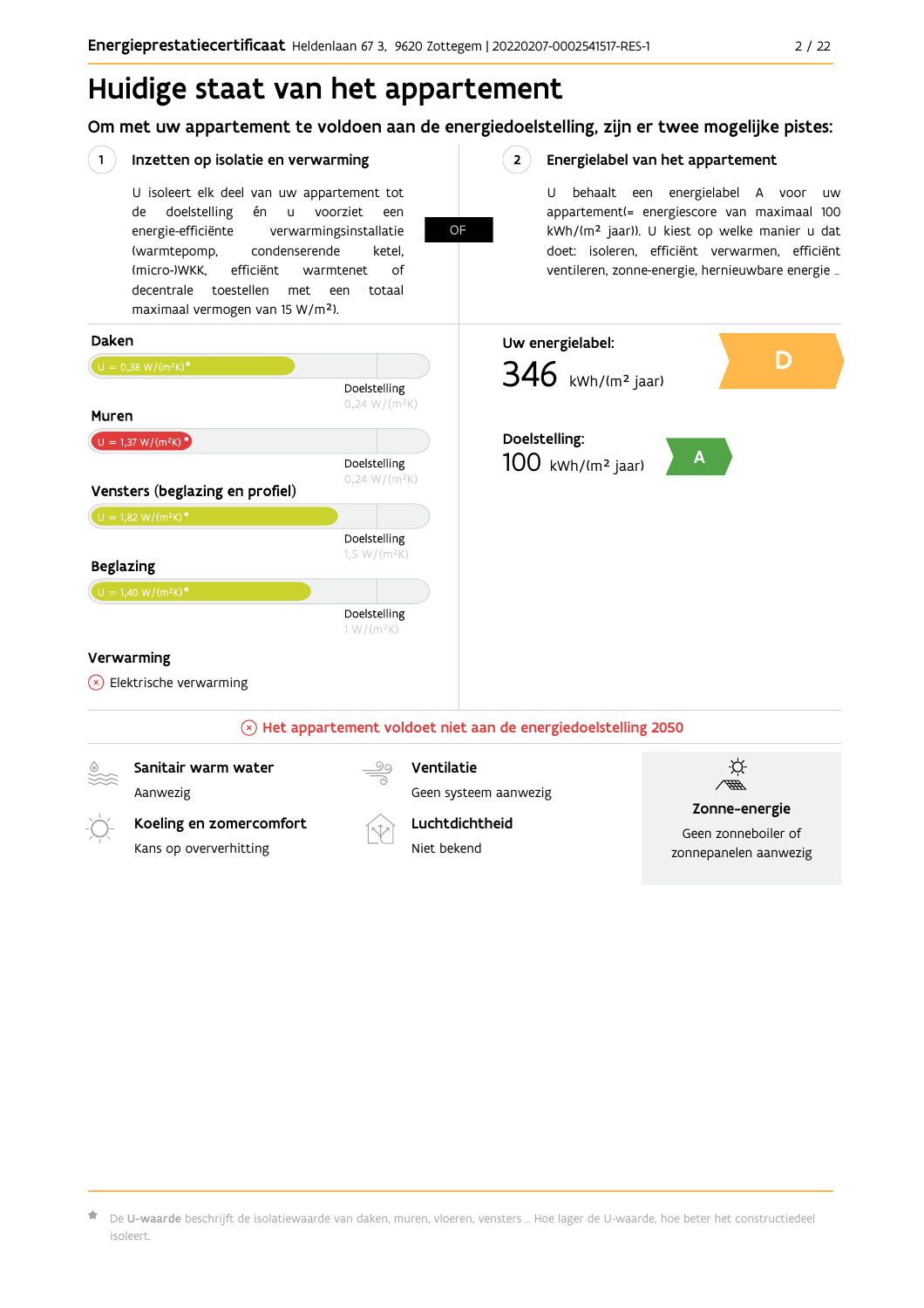# Huidige staat van het appartement

## Om met uw appartement te voldoen aan de energiedoelstelling, zijn er twee mogelijke pistes:

### 1 Inzetten op isolatie en verwarming

U isoleert elk deel van uw appartement tot de doelstelling én u voorziet een energie-efficiënte verwarmingsinstallatie (warmtepomp, condenserende ketel, (micro-)WKK, efficiënt warmtenet of decentrale toestellen met een totaal maximaal vermogen van 15 W/m²).

**OF**

### 2 Energielabel van het appartement

U behaalt een energielabel A voor uw appartement(= energiescore van maximaal 100 kWh/(m² jaar)). U kiest op welke manier u dat doet: isoleren, efficiënt verwarmen, efficiënt ventileren, zonne-energie, hernieuwbare energie …

**Daken**

U = 0,38 W/(m²K)*

Doelstelling 0,24 W/(m²K)

**Muren**

U = 1,37 W/(m²K)*

Doelstelling 0,24 W/(m²K)

**Vensters (beglazing en profiel)**

U = 1,82 W/(m²K)*

Doelstelling 1,5 W/(m²K)

**Beglazing**

U = 1,40 W/(m²K)*

Doelstelling 1 W/(m²K)

**Verwarming**

Elektrische verwarming

**Uw energielabel:**

346 kWh/(m² jaar) — D

**Doelstelling:**

100 kWh/(m² jaar) — A

**Het appartement voldoet niet aan de energiedoelstelling 2050**

**Sanitair warm water**

Aanwezig

**Ventilatie**

Geen systeem aanwezig

**Koeling en zomercomfort**

Kans op oververhitting

**Luchtdichtheid**

Niet bekend

**Zonne-energie**

Geen zonneboiler of zonnepanelen aanwezig

\* De **U-waarde** beschrijft de isolatiewaarde van daken, muren, vloeren, vensters … Hoe lager de U-waarde, hoe beter het constructiedeel isoleert.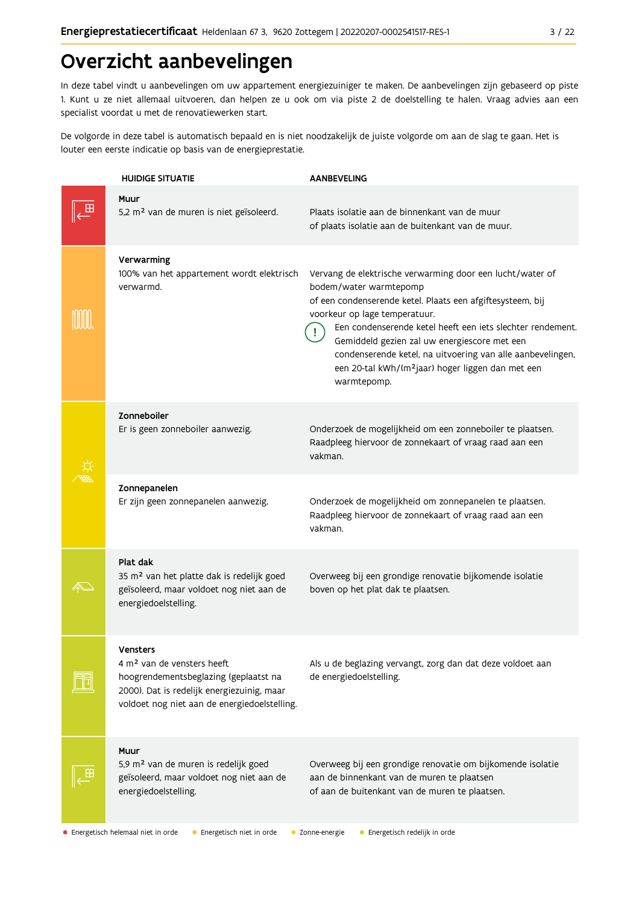# Overzicht aanbevelingen

In deze tabel vindt u aanbevelingen om uw appartement energiezuiniger te maken. De aanbevelingen zijn gebaseerd op piste 1. Kunt u ze niet allemaal uitvoeren, dan helpen ze u ook om via piste 2 de doelstelling te halen. Vraag advies aan een specialist voordat u met de renovatiewerken start.

De volgorde in deze tabel is automatisch bepaald en is niet noodzakelijk de juiste volgorde om aan de slag te gaan. Het is louter een eerste indicatie op basis van de energieprestatie.

| HUIDIGE SITUATIE | AANBEVELING |
|---|---|
| **Muur**<br>5,2 m² van de muren is niet geïsoleerd. | Plaats isolatie aan de binnenkant van de muur<br>of plaats isolatie aan de buitenkant van de muur. |
| **Verwarming**<br>100% van het appartement wordt elektrisch verwarmd. | Vervang de elektrische verwarming door een lucht/water of bodem/water warmtepomp<br>of een condenserende ketel. Plaats een afgiftesysteem, bij voorkeur op lage temperatuur.<br>(!) Een condenserende ketel heeft een iets slechter rendement. Gemiddeld gezien zal uw energiescore met een condenserende ketel, na uitvoering van alle aanbevelingen, een 20-tal kWh/(m²jaar) hoger liggen dan met een warmtepomp. |
| **Zonneboiler**<br>Er is geen zonneboiler aanwezig. | Onderzoek de mogelijkheid om een zonneboiler te plaatsen. Raadpleeg hiervoor de zonnekaart of vraag raad aan een vakman. |
| **Zonnepanelen**<br>Er zijn geen zonnepanelen aanwezig. | Onderzoek de mogelijkheid om zonnepanelen te plaatsen. Raadpleeg hiervoor de zonnekaart of vraag raad aan een vakman. |
| **Plat dak**<br>35 m² van het platte dak is redelijk goed geïsoleerd, maar voldoet nog niet aan de energiedoelstelling. | Overweeg bij een grondige renovatie bijkomende isolatie boven op het plat dak te plaatsen. |
| **Vensters**<br>4 m² van de vensters heeft hoogrendementsbeglazing (geplaatst na 2000). Dat is redelijk energiezuinig, maar voldoet nog niet aan de energiedoelstelling. | Als u de beglazing vervangt, zorg dan dat deze voldoet aan de energiedoelstelling. |
| **Muur**<br>5,9 m² van de muren is redelijk goed geïsoleerd, maar voldoet nog niet aan de energiedoelstelling. | Overweeg bij een grondige renovatie om bijkomende isolatie aan de binnenkant van de muren te plaatsen<br>of aan de buitenkant van de muren te plaatsen. |

● Energetisch helemaal niet in orde ● Energetisch niet in orde ● Zonne-energie ● Energetisch redelijk in orde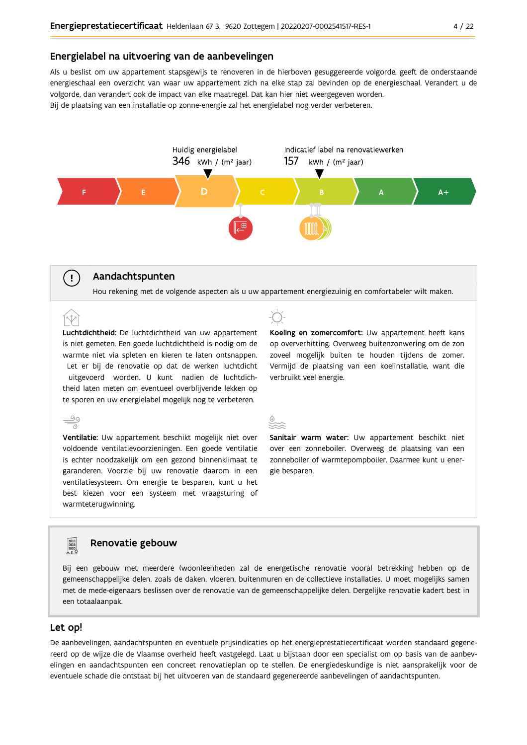## Energielabel na uitvoering van de aanbevelingen

Als u beslist om uw appartement stapsgewijs te renoveren in de hierboven gesuggereerde volgorde, geeft de onderstaande energieschaal een overzicht van waar uw appartement zich na elke stap zal bevinden op de energieschaal. Verandert u de volgorde, dan verandert ook de impact van elke maatregel. Dat kan hier niet weergegeven worden.
Bij de plaatsing van een installatie op zonne-energie zal het energielabel nog verder verbeteren.

Huidig energielabel
346 kWh / (m² jaar)

Indicatief label na renovatiewerken
157 kWh / (m² jaar)

F | E | D | C | B | A | A+

## Aandachtspunten

Hou rekening met de volgende aspecten als u uw appartement energiezuinig en comfortabeler wilt maken.

**Luchtdichtheid:** De luchtdichtheid van uw appartement is niet gemeten. Een goede luchtdichtheid is nodig om de warmte niet via spleten en kieren te laten ontsnappen. Let er bij de renovatie op dat de werken luchtdicht uitgevoerd worden. U kunt nadien de luchtdichtheid laten meten om eventueel overblijvende lekken op te sporen en uw energielabel mogelijk nog te verbeteren.

**Ventilatie:** Uw appartement beschikt mogelijk niet over voldoende ventilatievoorzieningen. Een goede ventilatie is echter noodzakelijk om een gezond binnenklimaat te garanderen. Voorzie bij uw renovatie daarom in een ventilatiesysteem. Om energie te besparen, kunt u het best kiezen voor een systeem met vraagsturing of warmteterugwinning.

**Koeling en zomercomfort:** Uw appartement heeft kans op oververhitting. Overweeg buitenzonwering om de zon zoveel mogelijk buiten te houden tijdens de zomer. Vermijd de plaatsing van een koelinstallatie, want die verbruikt veel energie.

**Sanitair warm water:** Uw appartement beschikt niet over een zonneboiler. Overweeg de plaatsing van een zonneboiler of warmtepompboiler. Daarmee kunt u energie besparen.

## Renovatie gebouw

Bij een gebouw met meerdere (woon)eenheden zal de energetische renovatie vooral betrekking hebben op de gemeenschappelijke delen, zoals de daken, vloeren, buitenmuren en de collectieve installaties. U moet mogelijks samen met de mede-eigenaars beslissen over de renovatie van de gemeenschappelijke delen. Dergelijke renovatie kadert best in een totaalaanpak.

## Let op!

De aanbevelingen, aandachtspunten en eventuele prijsindicaties op het energieprestatiecertificaat worden standaard gegenereerd op de wijze die de Vlaamse overheid heeft vastgelegd. Laat u bijstaan door een specialist om op basis van de aanbevelingen en aandachtspunten een concreet renovatieplan op te stellen. De energiedeskundige is niet aansprakelijk voor de eventuele schade die ontstaat bij het uitvoeren van de standaard gegenereerde aanbevelingen of aandachtspunten.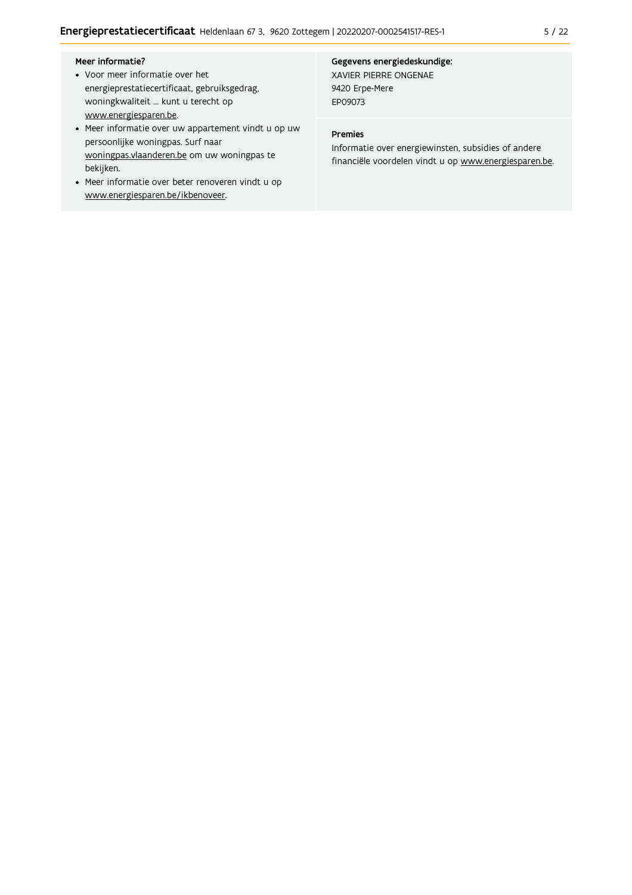**Meer informatie?**

- Voor meer informatie over het energieprestatiecertificaat, gebruiksgedrag, woningkwaliteit ... kunt u terecht op www.energiesparen.be.
- Meer informatie over uw appartement vindt u op uw persoonlijke woningpas. Surf naar woningpas.vlaanderen.be om uw woningpas te bekijken.
- Meer informatie over beter renoveren vindt u op www.energiesparen.be/ikbenoveer.

**Gegevens energiedeskundige:**
XAVIER PIERRE ONGENAE
9420 Erpe-Mere
EP09073

**Premies**

Informatie over energiewinsten, subsidies of andere financiële voordelen vindt u op www.energiesparen.be.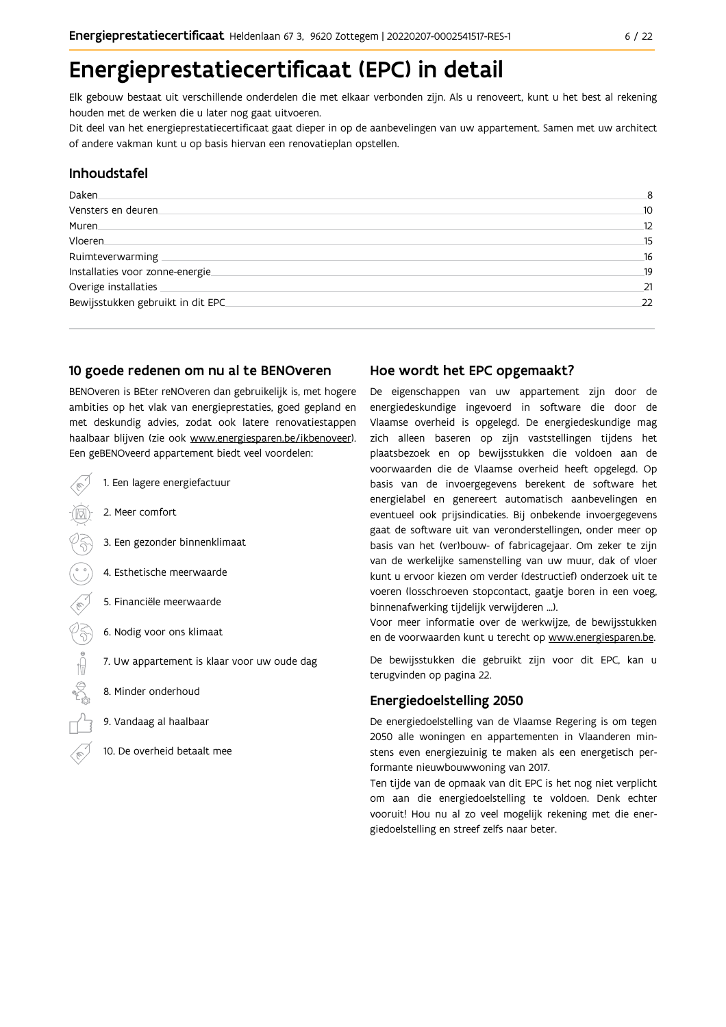# Energieprestatiecertificaat (EPC) in detail

Elk gebouw bestaat uit verschillende onderdelen die met elkaar verbonden zijn. Als u renoveert, kunt u het best al rekening houden met de werken die u later nog gaat uitvoeren.

Dit deel van het energieprestatiecertificaat gaat dieper in op de aanbevelingen van uw appartement. Samen met uw architect of andere vakman kunt u op basis hiervan een renovatieplan opstellen.

## Inhoudstafel

| | |
|---|---|
| Daken | 8 |
| Vensters en deuren | 10 |
| Muren | 12 |
| Vloeren | 15 |
| Ruimteverwarming | 16 |
| Installaties voor zonne-energie | 19 |
| Overige installaties | 21 |
| Bewijsstukken gebruikt in dit EPC | 22 |

## 10 goede redenen om nu al te BENOveren

BENOveren is BEter reNOveren dan gebruikelijk is, met hogere ambities op het vlak van energieprestaties, goed gepland en met deskundig advies, zodat ook latere renovatiestappen haalbaar blijven (zie ook www.energiesparen.be/ikbenoveer). Een geBENOveerd appartement biedt veel voordelen:

1. Een lagere energiefactuur
2. Meer comfort
3. Een gezonder binnenklimaat
4. Esthetische meerwaarde
5. Financiële meerwaarde
6. Nodig voor ons klimaat
7. Uw appartement is klaar voor uw oude dag
8. Minder onderhoud
9. Vandaag al haalbaar
10. De overheid betaalt mee

## Hoe wordt het EPC opgemaakt?

De eigenschappen van uw appartement zijn door de energiedeskundige ingevoerd in software die door de Vlaamse overheid is opgelegd. De energiedeskundige mag zich alleen baseren op zijn vaststellingen tijdens het plaatsbezoek en op bewijsstukken die voldoen aan de voorwaarden die de Vlaamse overheid heeft opgelegd. Op basis van de invoergegevens berekent de software het energielabel en genereert automatisch aanbevelingen en eventueel ook prijsindicaties. Bij onbekende invoergegevens gaat de software uit van veronderstellingen, onder meer op basis van het (ver)bouw- of fabricagejaar. Om zeker te zijn van de werkelijke samenstelling van uw muur, dak of vloer kunt u ervoor kiezen om verder (destructief) onderzoek uit te voeren (losschroeven stopcontact, gaatje boren in een voeg, binnenafwerking tijdelijk verwijderen ...).

Voor meer informatie over de werkwijze, de bewijsstukken en de voorwaarden kunt u terecht op www.energiesparen.be.

De bewijsstukken die gebruikt zijn voor dit EPC, kan u terugvinden op pagina 22.

## Energiedoelstelling 2050

De energiedoelstelling van de Vlaamse Regering is om tegen 2050 alle woningen en appartementen in Vlaanderen minstens even energiezuinig te maken als een energetisch performante nieuwbouwwoning van 2017.

Ten tijde van de opmaak van dit EPC is het nog niet verplicht om aan die energiedoelstelling te voldoen. Denk echter vooruit! Hou nu al zo veel mogelijk rekening met die energiedoelstelling en streef zelfs naar beter.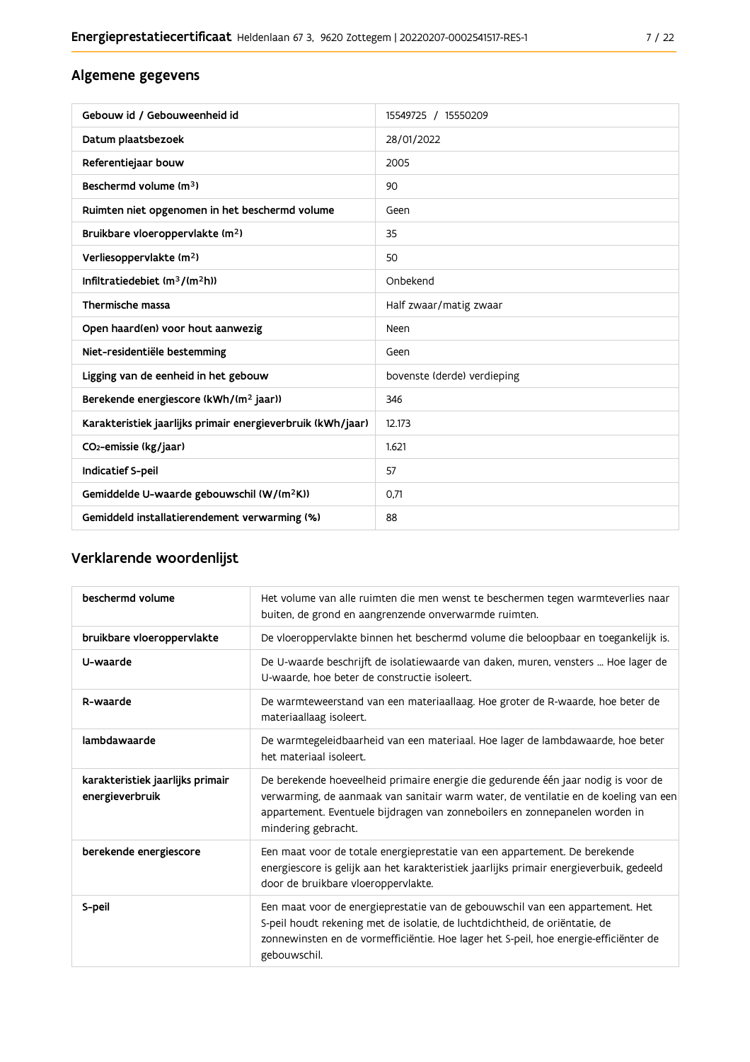## Algemene gegevens

| Gebouw id / Gebouweenheid id | 15549725 / 15550209 |
|---|---|
| Datum plaatsbezoek | 28/01/2022 |
| Referentiejaar bouw | 2005 |
| Beschermd volume ($m^3$) | 90 |
| Ruimten niet opgenomen in het beschermd volume | Geen |
| Bruikbare vloeroppervlakte ($m^2$) | 35 |
| Verliesoppervlakte ($m^2$) | 50 |
| Infiltratiedebiet ($m^3/(m^2h)$) | Onbekend |
| Thermische massa | Half zwaar/matig zwaar |
| Open haard(en) voor hout aanwezig | Neen |
| Niet-residentiële bestemming | Geen |
| Ligging van de eenheid in het gebouw | bovenste (derde) verdieping |
| Berekende energiescore (kWh/($m^2$ jaar)) | 346 |
| Karakteristiek jaarlijks primair energieverbruik (kWh/jaar) | 12.173 |
| $CO_2$-emissie (kg/jaar) | 1.621 |
| Indicatief S-peil | 57 |
| Gemiddelde U-waarde gebouwschil (W/($m^2$K)) | 0,71 |
| Gemiddeld installatierendement verwarming (%) | 88 |

## Verklarende woordenlijst

| beschermd volume | Het volume van alle ruimten die men wenst te beschermen tegen warmteverlies naar buiten, de grond en aangrenzende onverwarmde ruimten. |
|---|---|
| bruikbare vloeroppervlakte | De vloeroppervlakte binnen het beschermd volume die beloopbaar en toegankelijk is. |
| U-waarde | De U-waarde beschrijft de isolatiewaarde van daken, muren, vensters ... Hoe lager de U-waarde, hoe beter de constructie isoleert. |
| R-waarde | De warmteweerstand van een materiaallaag. Hoe groter de R-waarde, hoe beter de materiaallaag isoleert. |
| lambdawaarde | De warmtegeleidbaarheid van een materiaal. Hoe lager de lambdawaarde, hoe beter het materiaal isoleert. |
| karakteristiek jaarlijks primair energieverbruik | De berekende hoeveelheid primaire energie die gedurende één jaar nodig is voor de verwarming, de aanmaak van sanitair warm water, de ventilatie en de koeling van een appartement. Eventuele bijdragen van zonneboilers en zonnepanelen worden in mindering gebracht. |
| berekende energiescore | Een maat voor de totale energieprestatie van een appartement. De berekende energiescore is gelijk aan het karakteristiek jaarlijks primair energieverbuik, gedeeld door de bruikbare vloeroppervlakte. |
| S-peil | Een maat voor de energieprestatie van de gebouwschil van een appartement. Het S-peil houdt rekening met de isolatie, de luchtdichtheid, de oriëntatie, de zonnewinsten en de vormefficiëntie. Hoe lager het S-peil, hoe energie-efficiënter de gebouwschil. |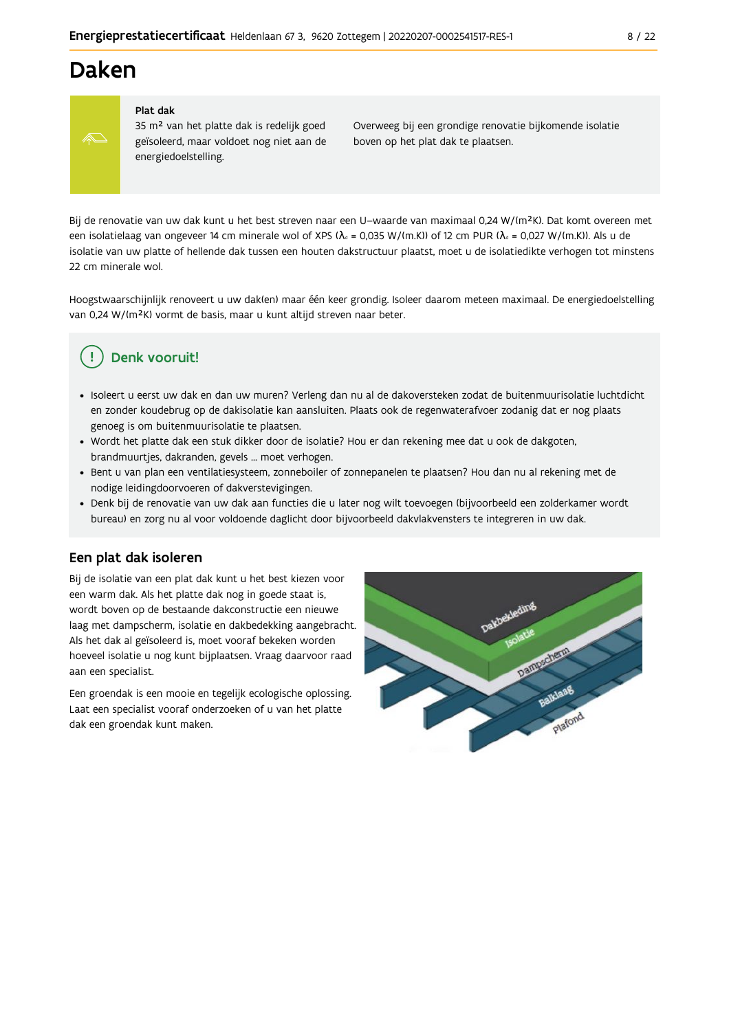# Daken

**Plat dak**

35 m² van het platte dak is redelijk goed geïsoleerd, maar voldoet nog niet aan de energiedoelstelling.

Overweeg bij een grondige renovatie bijkomende isolatie boven op het plat dak te plaatsen.

Bij de renovatie van uw dak kunt u het best streven naar een U-waarde van maximaal 0,24 W/(m²K). Dat komt overeen met een isolatielaag van ongeveer 14 cm minerale wol of XPS ($\lambda_d$ = 0,035 W/(m.K)) of 12 cm PUR ($\lambda_d$ = 0,027 W/(m.K)). Als u de isolatie van uw platte of hellende dak tussen een houten dakstructuur plaatst, moet u de isolatiedikte verhogen tot minstens 22 cm minerale wol.

Hoogstwaarschijnlijk renoveert u uw dak(en) maar één keer grondig. Isoleer daarom meteen maximaal. De energiedoelstelling van 0,24 W/(m²K) vormt de basis, maar u kunt altijd streven naar beter.

## Denk vooruit!

- Isoleert u eerst uw dak en dan uw muren? Verleng dan nu al de dakoversteken zodat de buitenmuurisolatie luchtdicht en zonder koudebrug op de dakisolatie kan aansluiten. Plaats ook de regenwaterafvoer zodanig dat er nog plaats genoeg is om buitenmuurisolatie te plaatsen.
- Wordt het platte dak een stuk dikker door de isolatie? Hou er dan rekening mee dat u ook de dakgoten, brandmuurtjes, dakranden, gevels ... moet verhogen.
- Bent u van plan een ventilatiesysteem, zonneboiler of zonnepanelen te plaatsen? Hou dan nu al rekening met de nodige leidingdoorvoeren of dakverstevigingen.
- Denk bij de renovatie van uw dak aan functies die u later nog wilt toevoegen (bijvoorbeeld een zolderkamer wordt bureau) en zorg nu al voor voldoende daglicht door bijvoorbeeld dakvlakvensters te integreren in uw dak.

## Een plat dak isoleren

Bij de isolatie van een plat dak kunt u het best kiezen voor een warm dak. Als het platte dak nog in goede staat is, wordt boven op de bestaande dakconstructie een nieuwe laag met dampscherm, isolatie en dakbedekking aangebracht. Als het dak al geïsoleerd is, moet vooraf bekeken worden hoeveel isolatie u nog kunt bijplaatsen. Vraag daarvoor raad aan een specialist.

Een groendak is een mooie en tegelijk ecologische oplossing. Laat een specialist vooraf onderzoeken of u van het platte dak een groendak kunt maken.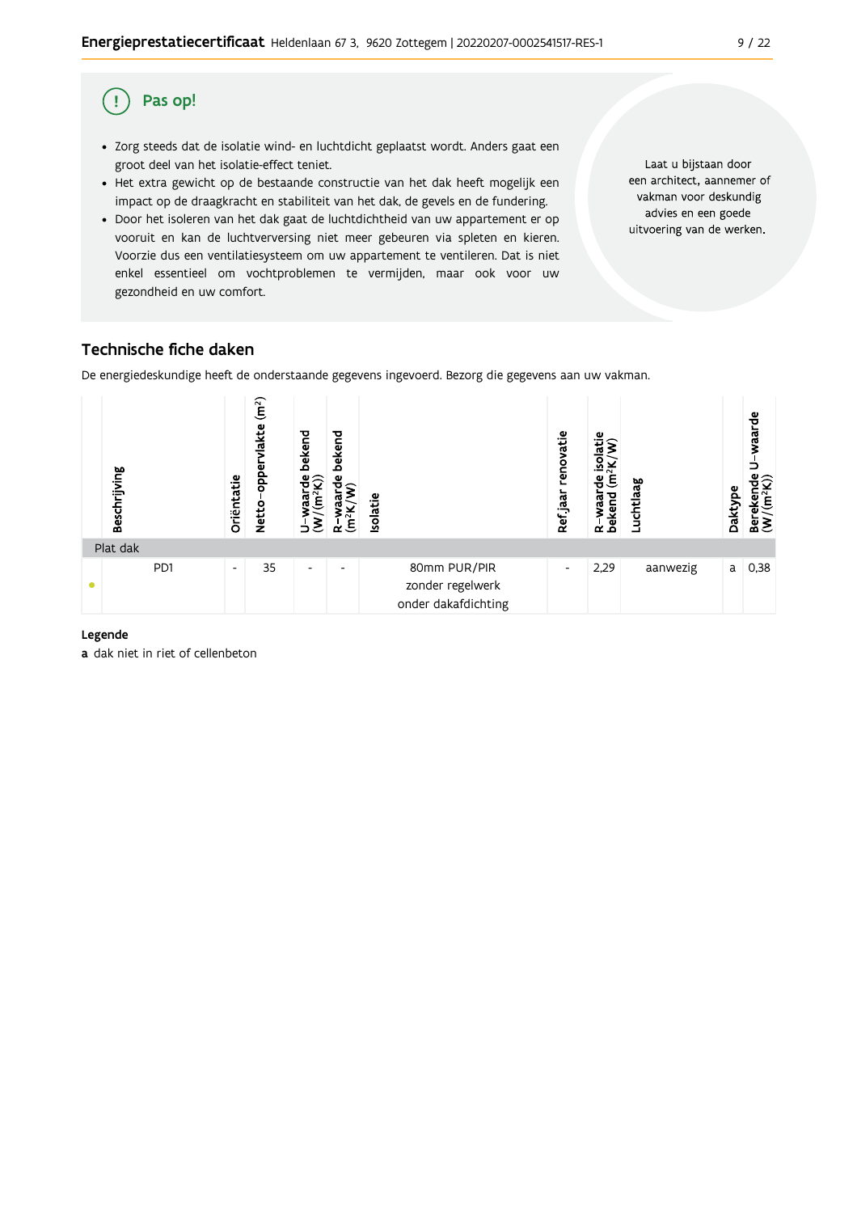## Pas op!

- Zorg steeds dat de isolatie wind- en luchtdicht geplaatst wordt. Anders gaat een groot deel van het isolatie-effect teniet.
- Het extra gewicht op de bestaande constructie van het dak heeft mogelijk een impact op de draagkracht en stabiliteit van het dak, de gevels en de fundering.
- Door het isoleren van het dak gaat de luchtdichtheid van uw appartement er op vooruit en kan de luchtverversing niet meer gebeuren via spleten en kieren. Voorzie dus een ventilatiesysteem om uw appartement te ventileren. Dat is niet enkel essentieel om vochtproblemen te vermijden, maar ook voor uw gezondheid en uw comfort.

Laat u bijstaan door een architect, aannemer of vakman voor deskundig advies en een goede uitvoering van de werken.

## Technische fiche daken

De energiedeskundige heeft de onderstaande gegevens ingevoerd. Bezorg die gegevens aan uw vakman.

| | Beschrijving | Oriëntatie | Netto-oppervlakte (m²) | U-waarde bekend (W/(m²K)) | R-waarde bekend (m²K/W) | Isolatie | Ref.jaar renovatie | R-waarde isolatie bekend (m²K/W) | Luchtlaag | Daktype | Berekende U-waarde (W/(m²K)) |
|---|---|---|---|---|---|---|---|---|---|---|---|
| Plat dak | | | | | | | | | | | |
| • | PD1 | - | 35 | - | - | 80mm PUR/PIR zonder regelwerk onder dakafdichting | - | 2,29 | aanwezig | a | 0,38 |

**Legende**

**a** dak niet in riet of cellenbeton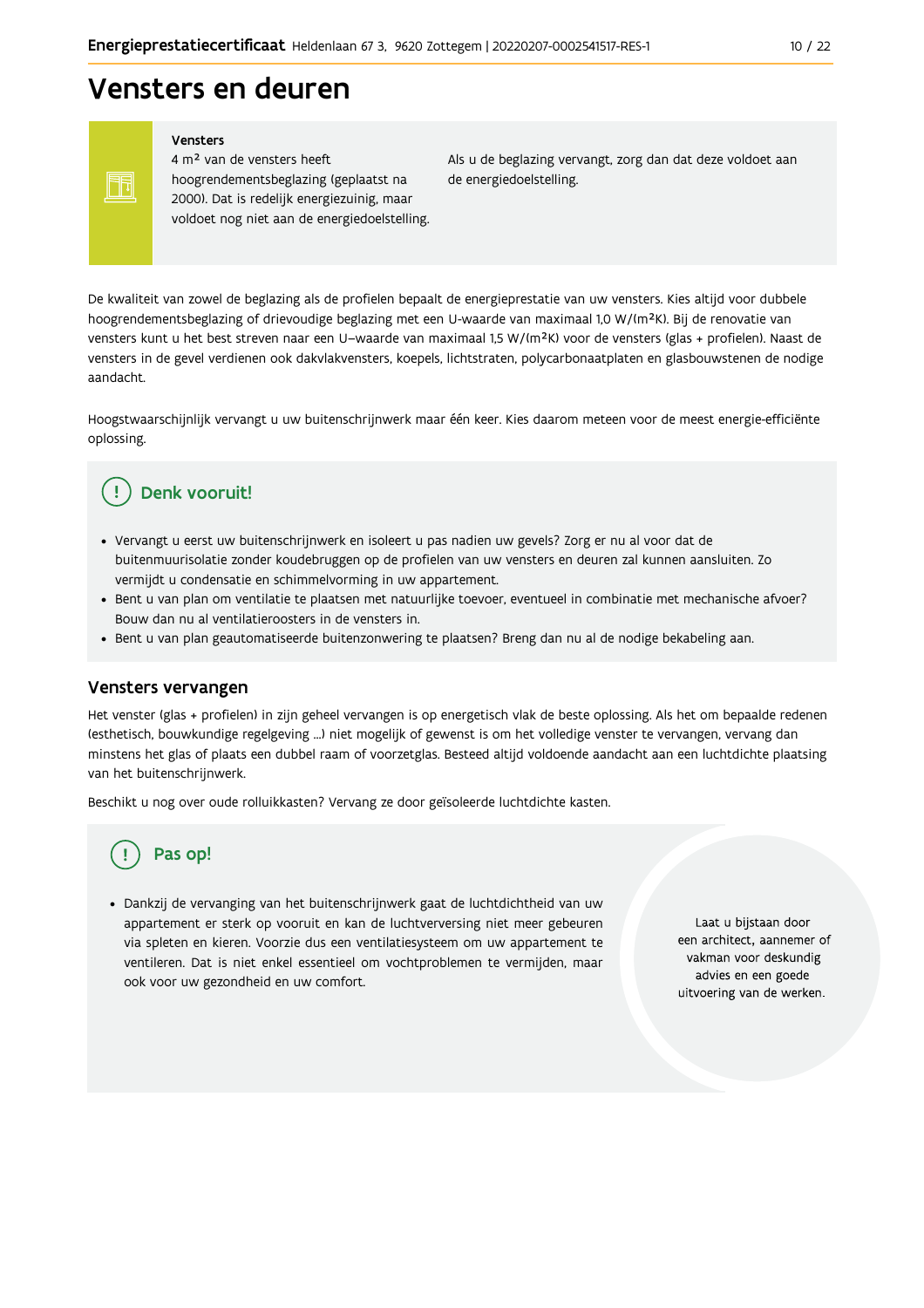# Vensters en deuren

**Vensters**

4 m² van de vensters heeft hoogrendementsbeglazing (geplaatst na 2000). Dat is redelijk energiezuinig, maar voldoet nog niet aan de energiedoelstelling.

Als u de beglazing vervangt, zorg dan dat deze voldoet aan de energiedoelstelling.

De kwaliteit van zowel de beglazing als de profielen bepaalt de energieprestatie van uw vensters. Kies altijd voor dubbele hoogrendementsbeglazing of drievoudige beglazing met een U-waarde van maximaal 1,0 W/(m²K). Bij de renovatie van vensters kunt u het best streven naar een U–waarde van maximaal 1,5 W/(m²K) voor de vensters (glas + profielen). Naast de vensters in de gevel verdienen ook dakvlakvensters, koepels, lichtstraten, polycarbonaatplaten en glasbouwstenen de nodige aandacht.

Hoogstwaarschijnlijk vervangt u uw buitenschrijnwerk maar één keer. Kies daarom meteen voor de meest energie-efficiënte oplossing.

## Denk vooruit!

- Vervangt u eerst uw buitenschrijnwerk en isoleert u pas nadien uw gevels? Zorg er nu al voor dat de buitenmuurisolatie zonder koudebruggen op de profielen van uw vensters en deuren zal kunnen aansluiten. Zo vermijdt u condensatie en schimmelvorming in uw appartement.
- Bent u van plan om ventilatie te plaatsen met natuurlijke toevoer, eventueel in combinatie met mechanische afvoer? Bouw dan nu al ventilatieroosters in de vensters in.
- Bent u van plan geautomatiseerde buitenzonwering te plaatsen? Breng dan nu al de nodige bekabeling aan.

## Vensters vervangen

Het venster (glas + profielen) in zijn geheel vervangen is op energetisch vlak de beste oplossing. Als het om bepaalde redenen (esthetisch, bouwkundige regelgeving ...) niet mogelijk of gewenst is om het volledige venster te vervangen, vervang dan minstens het glas of plaats een dubbel raam of voorzetglas. Besteed altijd voldoende aandacht aan een luchtdichte plaatsing van het buitenschrijnwerk.

Beschikt u nog over oude rolluikkasten? Vervang ze door geïsoleerde luchtdichte kasten.

## Pas op!

- Dankzij de vervanging van het buitenschrijnwerk gaat de luchtdichtheid van uw appartement er sterk op vooruit en kan de luchtverversing niet meer gebeuren via spleten en kieren. Voorzie dus een ventilatiesysteem om uw appartement te ventileren. Dat is niet enkel essentieel om vochtproblemen te vermijden, maar ook voor uw gezondheid en uw comfort.

Laat u bijstaan door een architect, aannemer of vakman voor deskundig advies en een goede uitvoering van de werken.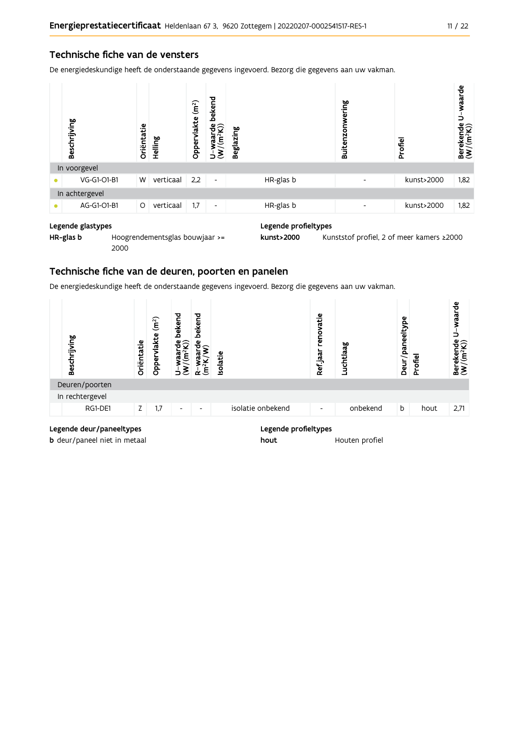## Technische fiche van de vensters

De energiedeskundige heeft de onderstaande gegevens ingevoerd. Bezorg die gegevens aan uw vakman.

| | Beschrijving | Oriëntatie | Helling | Oppervlakte (m²) | U-waarde bekend (W/(m²K)) | Beglazing | Buitenzonwering | Profiel | Berekende U-waarde (W/(m²K)) |
|---|---|---|---|---|---|---|---|---|---|
| In voorgevel | | | | | | | | | |
| • | VG-G1-O1-B1 | W | verticaal | 2,2 | - | HR-glas b | - | kunst>2000 | 1,82 |
| In achtergevel | | | | | | | | | |
| • | AG-G1-O1-B1 | O | verticaal | 1,7 | - | HR-glas b | - | kunst>2000 | 1,82 |

**Legende glastypes**

**HR-glas b** Hoogrendementsglas bouwjaar >= 2000

**Legende profieltypes**

**kunst>2000** Kunststof profiel, 2 of meer kamers ≥2000

## Technische fiche van de deuren, poorten en panelen

De energiedeskundige heeft de onderstaande gegevens ingevoerd. Bezorg die gegevens aan uw vakman.

| | Beschrijving | Oriëntatie | Oppervlakte (m²) | U-waarde bekend (W/(m²K)) | R-waarde bekend (m²K/W) | Isolatie | Ref.jaar renovatie | Luchtlaag | Deur/paneeltype | Profiel | Berekende U-waarde (W/(m²K)) |
|---|---|---|---|---|---|---|---|---|---|---|---|
| Deuren/poorten | | | | | | | | | | | |
| In rechtergevel | | | | | | | | | | | |
| | RG1-DE1 | Z | 1,7 | - | - | isolatie onbekend | - | onbekend | b | hout | 2,71 |

**Legende deur/paneeltypes**

**b** deur/paneel niet in metaal

**Legende profieltypes**

**hout** Houten profiel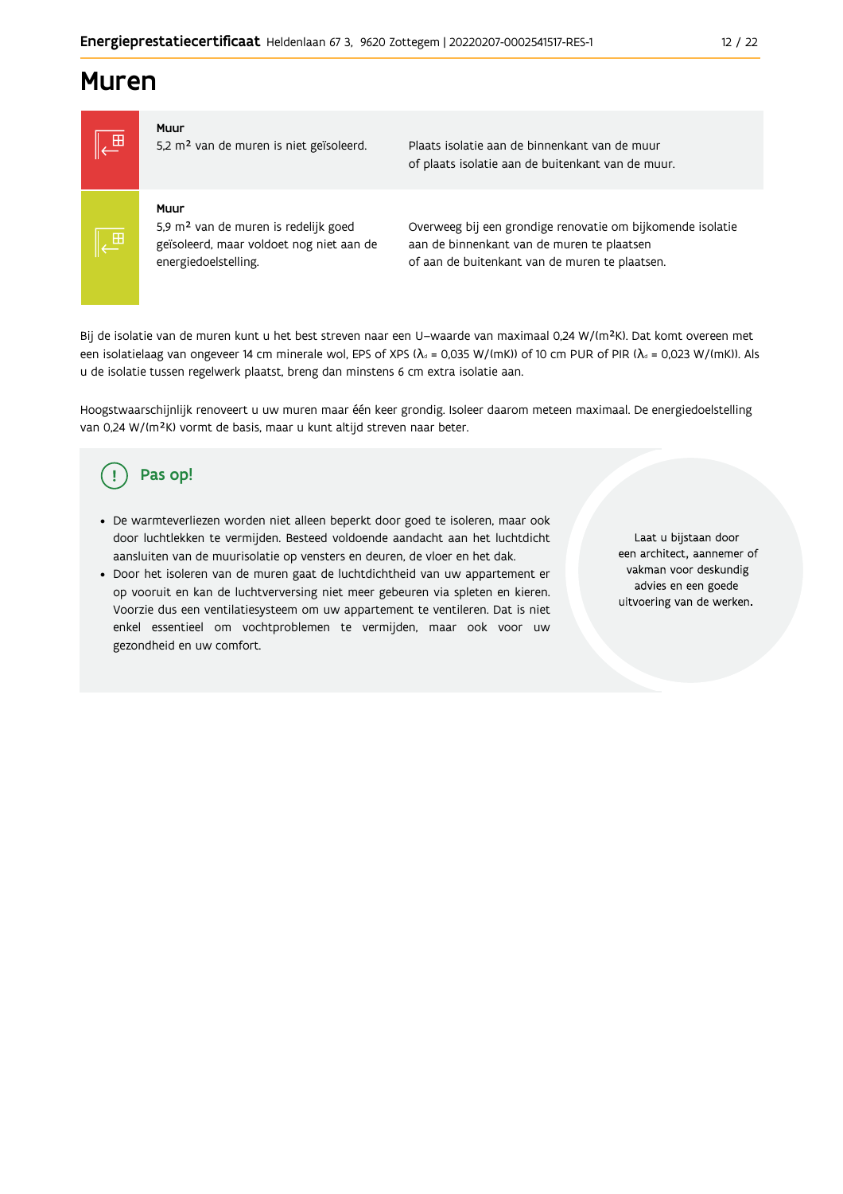# Muren

| | | |
|---|---|---|
| | **Muur**<br>5,2 m² van de muren is niet geïsoleerd. | Plaats isolatie aan de binnenkant van de muur<br>of plaats isolatie aan de buitenkant van de muur. |
| | **Muur**<br>5,9 m² van de muren is redelijk goed geïsoleerd, maar voldoet nog niet aan de energiedoelstelling. | Overweeg bij een grondige renovatie om bijkomende isolatie aan de binnenkant van de muren te plaatsen<br>of aan de buitenkant van de muren te plaatsen. |

Bij de isolatie van de muren kunt u het best streven naar een U-waarde van maximaal 0,24 W/(m²K). Dat komt overeen met een isolatielaag van ongeveer 14 cm minerale wol, EPS of XPS ($\lambda_d$ = 0,035 W/(mK)) of 10 cm PUR of PIR ($\lambda_d$ = 0,023 W/(mK)). Als u de isolatie tussen regelwerk plaatst, breng dan minstens 6 cm extra isolatie aan.

Hoogstwaarschijnlijk renoveert u uw muren maar één keer grondig. Isoleer daarom meteen maximaal. De energiedoelstelling van 0,24 W/(m²K) vormt de basis, maar u kunt altijd streven naar beter.

## Pas op!

- De warmteverliezen worden niet alleen beperkt door goed te isoleren, maar ook door luchtlekken te vermijden. Besteed voldoende aandacht aan het luchtdicht aansluiten van de muurisolatie op vensters en deuren, de vloer en het dak.
- Door het isoleren van de muren gaat de luchtdichtheid van uw appartement er op vooruit en kan de luchtverversing niet meer gebeuren via spleten en kieren. Voorzie dus een ventilatiesysteem om uw appartement te ventileren. Dat is niet enkel essentieel om vochtproblemen te vermijden, maar ook voor uw gezondheid en uw comfort.

Laat u bijstaan door een architect, aannemer of vakman voor deskundig advies en een goede uitvoering van de werken.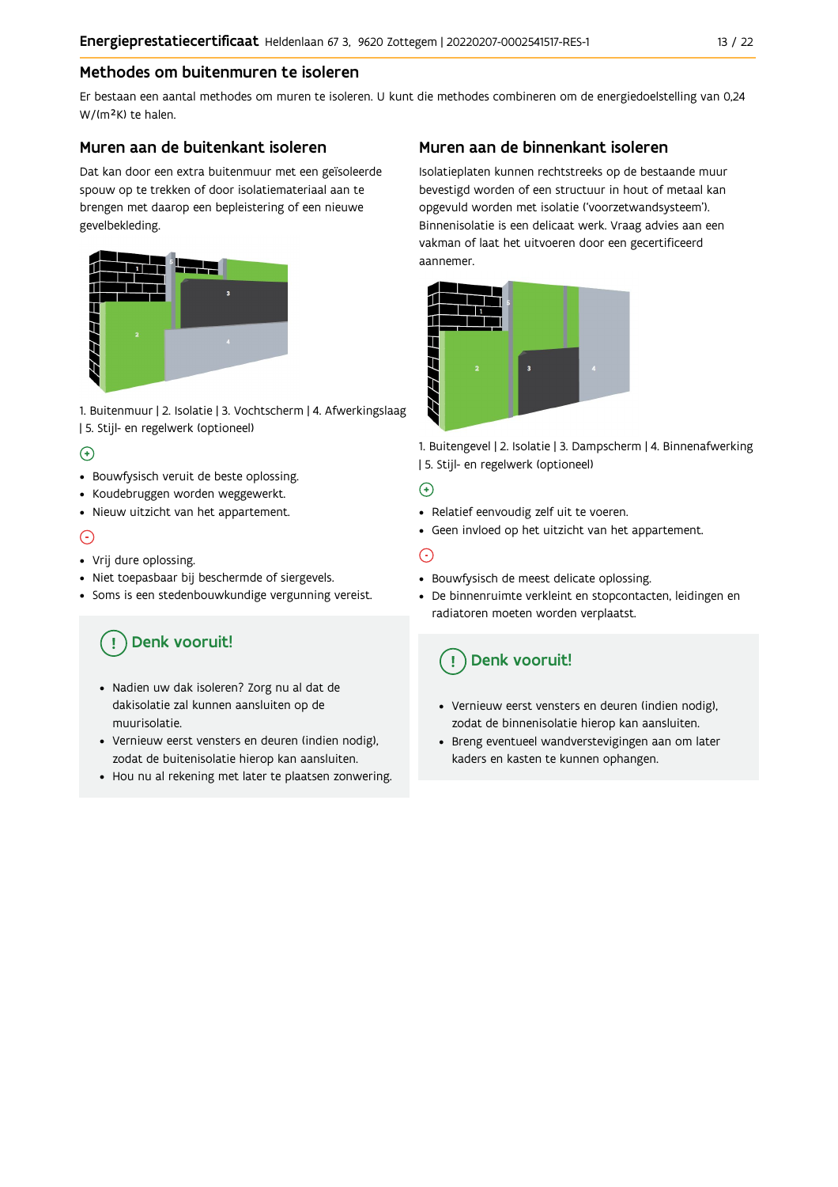## Methodes om buitenmuren te isoleren

Er bestaan een aantal methodes om muren te isoleren. U kunt die methodes combineren om de energiedoelstelling van 0,24 W/(m²K) te halen.

### Muren aan de buitenkant isoleren

Dat kan door een extra buitenmuur met een geïsoleerde spouw op te trekken of door isolatiemateriaal aan te brengen met daarop een bepleistering of een nieuwe gevelbekleding.

1. Buitenmuur | 2. Isolatie | 3. Vochtscherm | 4. Afwerkingslaag | 5. Stijl- en regelwerk (optioneel)

⊕

- Bouwfysisch veruit de beste oplossing.
- Koudebruggen worden weggewerkt.
- Nieuw uitzicht van het appartement.

⊖

- Vrij dure oplossing.
- Niet toepasbaar bij beschermde of siergevels.
- Soms is een stedenbouwkundige vergunning vereist.

#### Denk vooruit!

- Nadien uw dak isoleren? Zorg nu al dat de dakisolatie zal kunnen aansluiten op de muurisolatie.
- Vernieuw eerst vensters en deuren (indien nodig), zodat de buitenisolatie hierop kan aansluiten.
- Hou nu al rekening met later te plaatsen zonwering.

### Muren aan de binnenkant isoleren

Isolatieplaten kunnen rechtstreeks op de bestaande muur bevestigd worden of een structuur in hout of metaal kan opgevuld worden met isolatie ('voorzetwandsysteem'). Binnenisolatie is een delicaat werk. Vraag advies aan een vakman of laat het uitvoeren door een gecertificeerd aannemer.

1. Buitengevel | 2. Isolatie | 3. Dampscherm | 4. Binnenafwerking | 5. Stijl- en regelwerk (optioneel)

⊕

- Relatief eenvoudig zelf uit te voeren.
- Geen invloed op het uitzicht van het appartement.

⊖

- Bouwfysisch de meest delicate oplossing.
- De binnenruimte verkleint en stopcontacten, leidingen en radiatoren moeten worden verplaatst.

#### Denk vooruit!

- Vernieuw eerst vensters en deuren (indien nodig), zodat de binnenisolatie hierop kan aansluiten.
- Breng eventueel wandverstevigingen aan om later kaders en kasten te kunnen ophangen.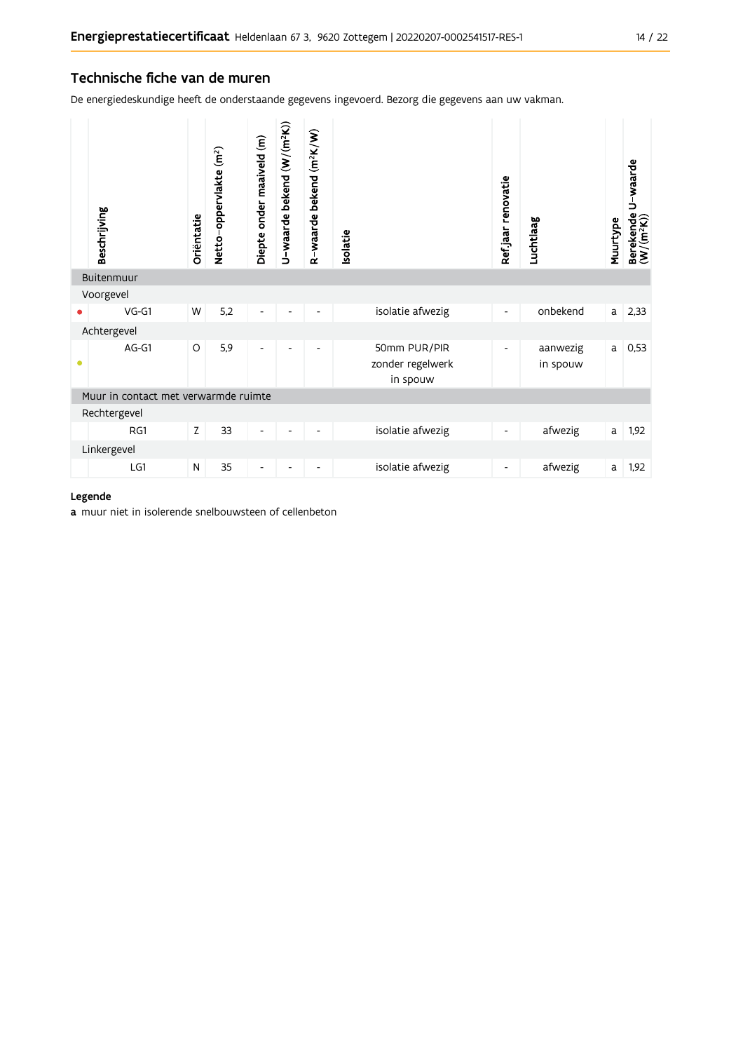## Technische fiche van de muren

De energiedeskundige heeft de onderstaande gegevens ingevoerd. Bezorg die gegevens aan uw vakman.

| | Beschrijving | Oriëntatie | Netto-oppervlakte (m²) | Diepte onder maaiveld (m) | U-waarde bekend (W/(m²K)) | R-waarde bekend (m²K/W) | Isolatie | Ref.jaar renovatie | Luchtlaag | Muurtype | Berekende U-waarde (W/(m²K)) |
|---|---|---|---|---|---|---|---|---|---|---|---|
| | **Buitenmuur** | | | | | | | | | | |
| | Voorgevel | | | | | | | | | | |
| ● | VG-G1 | W | 5,2 | - | - | - | isolatie afwezig | - | onbekend | a | 2,33 |
| | Achtergevel | | | | | | | | | | |
| ● | AG-G1 | O | 5,9 | - | - | - | 50mm PUR/PIR zonder regelwerk in spouw | - | aanwezig in spouw | a | 0,53 |
| | **Muur in contact met verwarmde ruimte** | | | | | | | | | | |
| | Rechtergevel | | | | | | | | | | |
| | RG1 | Z | 33 | - | - | - | isolatie afwezig | - | afwezig | a | 1,92 |
| | Linkergevel | | | | | | | | | | |
| | LG1 | N | 35 | - | - | - | isolatie afwezig | - | afwezig | a | 1,92 |

**Legende**

**a** muur niet in isolerende snelbouwsteen of cellenbeton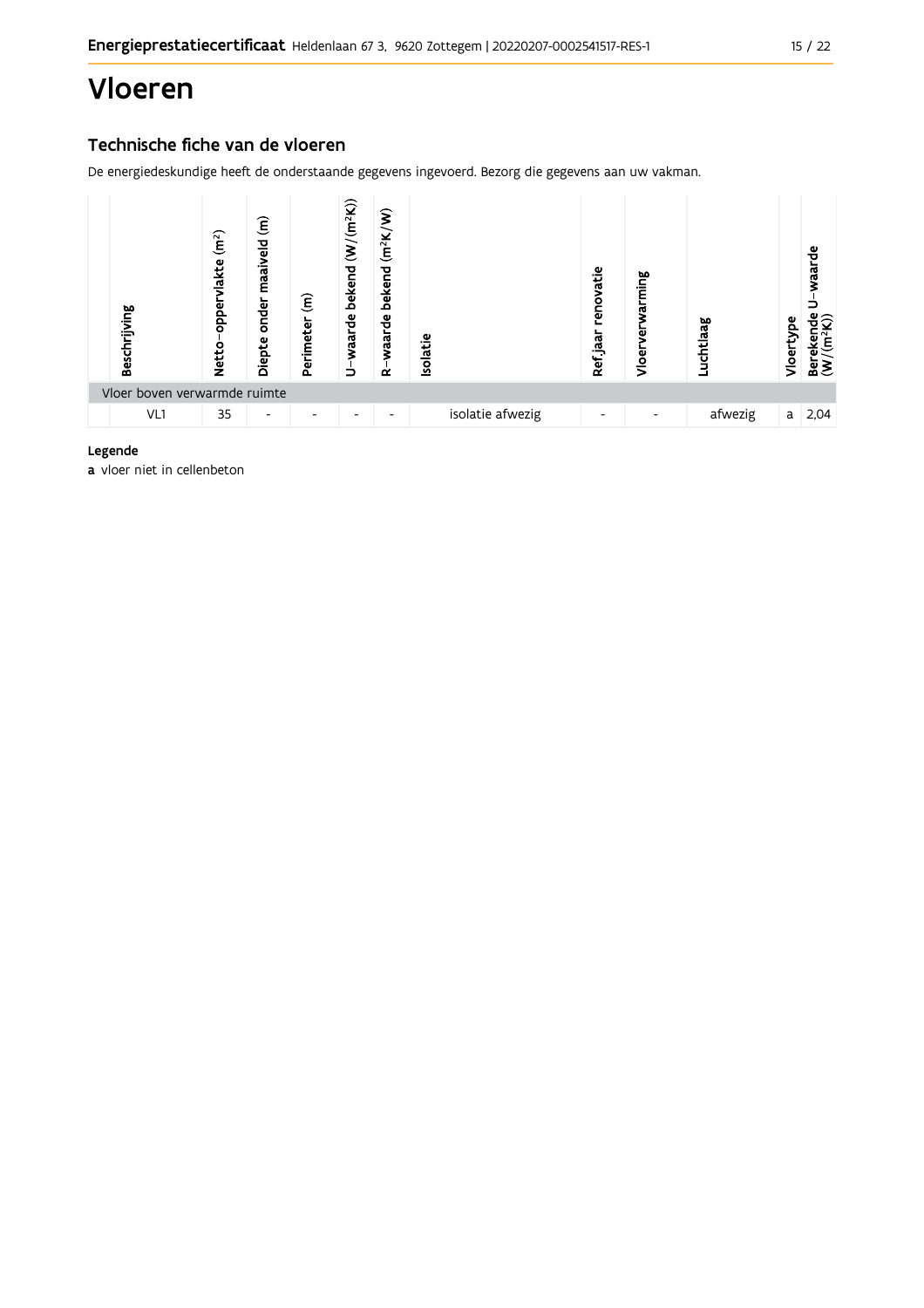// Vloeren

## Technische fiche van de vloeren

De energiedeskundige heeft de onderstaande gegevens ingevoerd. Bezorg die gegevens aan uw vakman.

| Beschrijving | Netto-oppervlakte ($m^2$) | Diepte onder maaiveld (m) | Perimeter (m) | U-waarde bekend ($W/(m^2K)$) | R-waarde bekend ($m^2K/W$) | Isolatie | Ref.jaar renovatie | Vloerverwarming | Luchtlaag | Vloertype | Berekende U-waarde ($W/(m^2K)$) |
|---|---|---|---|---|---|---|---|---|---|---|---|
| Vloer boven verwarmde ruimte | | | | | | | | | | | |
| VL1 | 35 | - | - | - | - | isolatie afwezig | - | - | afwezig | a | 2,04 |

**Legende**

**a** vloer niet in cellenbeton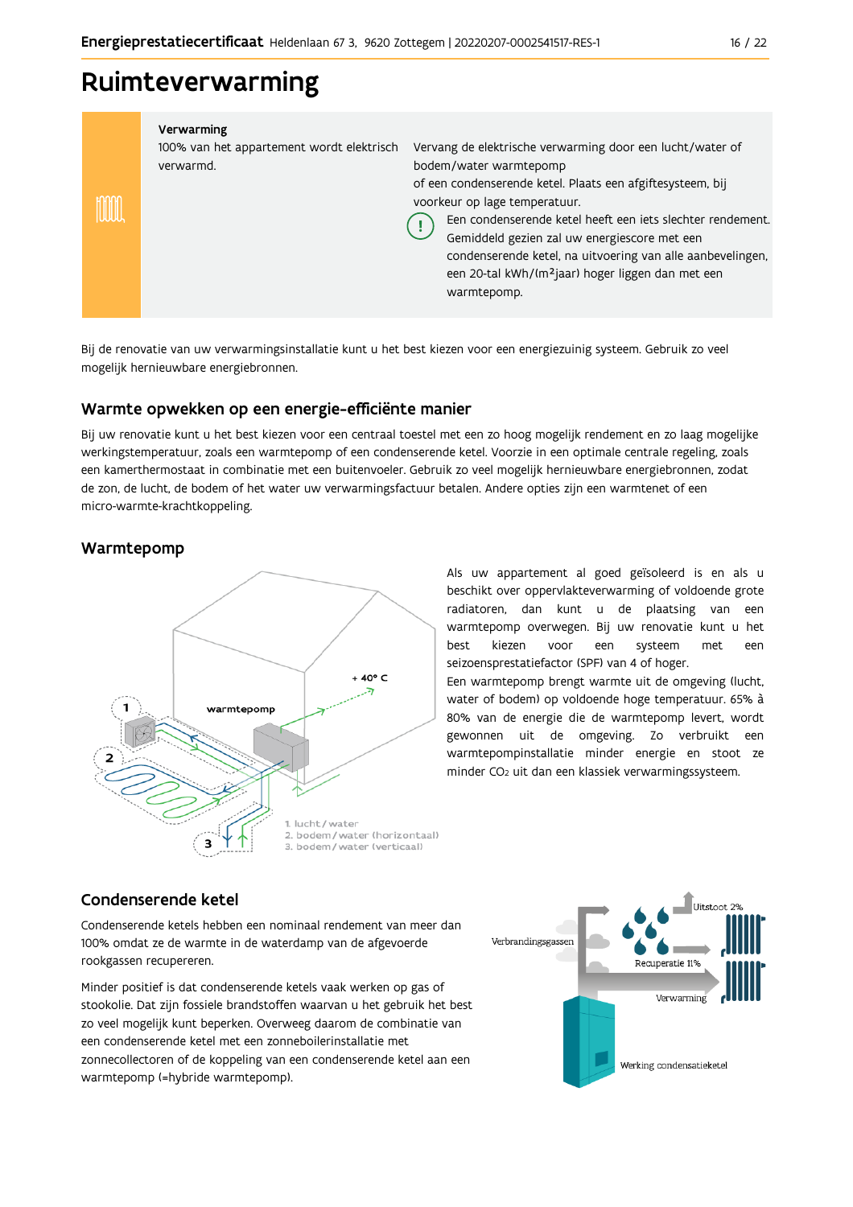# Ruimteverwarming

**Verwarming**

100% van het appartement wordt elektrisch verwarmd.

Vervang de elektrische verwarming door een lucht/water of bodem/water warmtepomp of een condenserende ketel. Plaats een afgiftesysteem, bij voorkeur op lage temperatuur.

Een condenserende ketel heeft een iets slechter rendement. Gemiddeld gezien zal uw energiescore met een condenserende ketel, na uitvoering van alle aanbevelingen, een 20-tal kWh/(m²jaar) hoger liggen dan met een warmtepomp.

Bij de renovatie van uw verwarmingsinstallatie kunt u het best kiezen voor een energiezuinig systeem. Gebruik zo veel mogelijk hernieuwbare energiebronnen.

## Warmte opwekken op een energie-efficiënte manier

Bij uw renovatie kunt u het best kiezen voor een centraal toestel met een zo hoog mogelijk rendement en zo laag mogelijke werkingstemperatuur, zoals een warmtepomp of een condenserende ketel. Voorzie in een optimale centrale regeling, zoals een kamerthermostaat in combinatie met een buitenvoeler. Gebruik zo veel mogelijk hernieuwbare energiebronnen, zodat de zon, de lucht, de bodem of het water uw verwarmingsfactuur betalen. Andere opties zijn een warmtenet of een micro-warmte-krachtkoppeling.

## Warmtepomp

Als uw appartement al goed geïsoleerd is en als u beschikt over oppervlakteverwarming of voldoende grote radiatoren, dan kunt u de plaatsing van een warmtepomp overwegen. Bij uw renovatie kunt u het best kiezen voor een systeem met een seizoensprestatiefactor (SPF) van 4 of hoger.

Een warmtepomp brengt warmte uit de omgeving (lucht, water of bodem) op voldoende hoge temperatuur. 65% à 80% van de energie die de warmtepomp levert, wordt gewonnen uit de omgeving. Zo verbruikt een warmtepompinstallatie minder energie en stoot ze minder $CO_2$ uit dan een klassiek verwarmingssysteem.

1. lucht / water
2. bodem / water (horizontaal)
3. bodem / water (verticaal)

## Condenserende ketel

Condenserende ketels hebben een nominaal rendement van meer dan 100% omdat ze de warmte in de waterdamp van de afgevoerde rookgassen recupereren.

Minder positief is dat condenserende ketels vaak werken op gas of stookolie. Dat zijn fossiele brandstoffen waarvan u het gebruik het best zo veel mogelijk kunt beperken. Overweeg daarom de combinatie van een condenserende ketel met een zonneboilerinstallatie met zonnecollectoren of de koppeling van een condenserende ketel aan een warmtepomp (=hybride warmtepomp).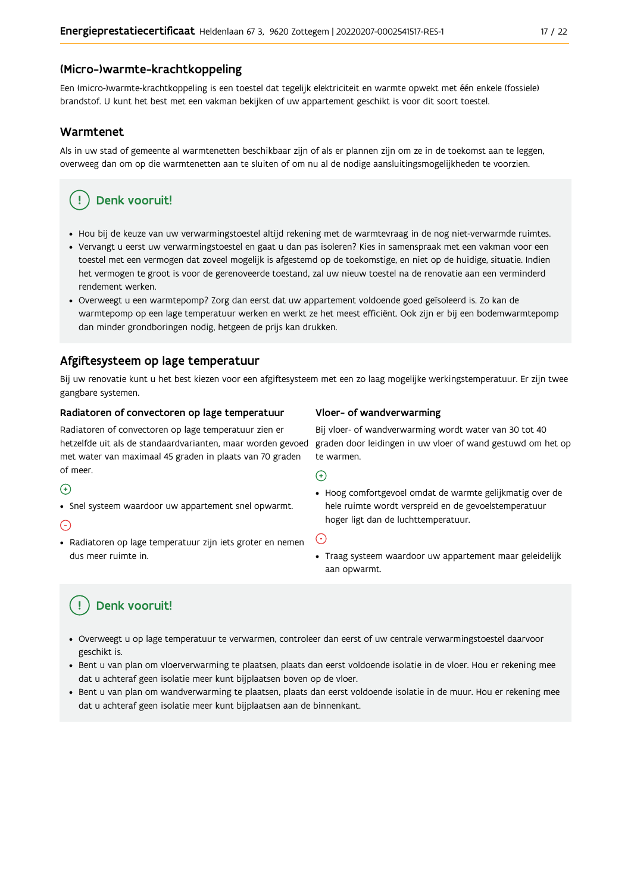## (Micro-)warmte-krachtkoppeling

Een (micro-)warmte-krachtkoppeling is een toestel dat tegelijk elektriciteit en warmte opwekt met één enkele (fossiele) brandstof. U kunt het best met een vakman bekijken of uw appartement geschikt is voor dit soort toestel.

## Warmtenet

Als in uw stad of gemeente al warmtenetten beschikbaar zijn of als er plannen zijn om ze in de toekomst aan te leggen, overweeg dan om op die warmtenetten aan te sluiten of om nu al de nodige aansluitingsmogelijkheden te voorzien.

### Denk vooruit!

- Hou bij de keuze van uw verwarmingstoestel altijd rekening met de warmtevraag in de nog niet-verwarmde ruimtes.
- Vervangt u eerst uw verwarmingstoestel en gaat u dan pas isoleren? Kies in samenspraak met een vakman voor een toestel met een vermogen dat zoveel mogelijk is afgestemd op de toekomstige, en niet op de huidige, situatie. Indien het vermogen te groot is voor de gerenoveerde toestand, zal uw nieuw toestel na de renovatie aan een verminderd rendement werken.
- Overweegt u een warmtepomp? Zorg dan eerst dat uw appartement voldoende goed geïsoleerd is. Zo kan de warmtepomp op een lage temperatuur werken en werkt ze het meest efficiënt. Ook zijn er bij een bodemwarmtepomp dan minder grondboringen nodig, hetgeen de prijs kan drukken.

## Afgiftesysteem op lage temperatuur

Bij uw renovatie kunt u het best kiezen voor een afgiftesysteem met een zo laag mogelijke werkingstemperatuur. Er zijn twee gangbare systemen.

### Radiatoren of convectoren op lage temperatuur

Radiatoren of convectoren op lage temperatuur zien er hetzelfde uit als de standaardvarianten, maar worden gevoed met water van maximaal 45 graden in plaats van 70 graden of meer.

(+)

- Snel systeem waardoor uw appartement snel opwarmt.

(-)

- Radiatoren op lage temperatuur zijn iets groter en nemen dus meer ruimte in.

### Vloer- of wandverwarming

Bij vloer- of wandverwarming wordt water van 30 tot 40 graden door leidingen in uw vloer of wand gestuwd om het op te warmen.

(+)

- Hoog comfortgevoel omdat de warmte gelijkmatig over de hele ruimte wordt verspreid en de gevoelstemperatuur hoger ligt dan de luchttemperatuur.

(-)

- Traag systeem waardoor uw appartement maar geleidelijk aan opwarmt.

### Denk vooruit!

- Overweegt u op lage temperatuur te verwarmen, controleer dan eerst of uw centrale verwarmingstoestel daarvoor geschikt is.
- Bent u van plan om vloerverwarming te plaatsen, plaats dan eerst voldoende isolatie in de vloer. Hou er rekening mee dat u achteraf geen isolatie meer kunt bijplaatsen boven op de vloer.
- Bent u van plan om wandverwarming te plaatsen, plaats dan eerst voldoende isolatie in de muur. Hou er rekening mee dat u achteraf geen isolatie meer kunt bijplaatsen aan de binnenkant.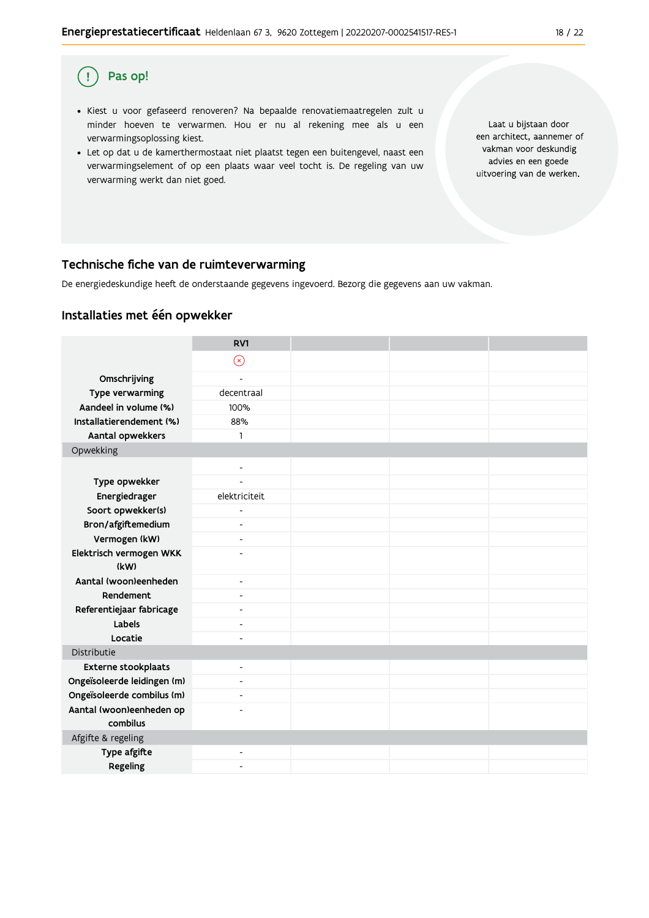## Pas op!

- Kiest u voor gefaseerd renoveren? Na bepaalde renovatiemaatregelen zult u minder hoeven te verwarmen. Hou er nu al rekening mee als u een verwarmingsoplossing kiest.
- Let op dat u de kamerthermostaat niet plaatst tegen een buitengevel, naast een verwarmingselement of op een plaats waar veel tocht is. De regeling van uw verwarming werkt dan niet goed.

Laat u bijstaan door een architect, aannemer of vakman voor deskundig advies en een goede uitvoering van de werken.

## Technische fiche van de ruimteverwarming

De energiedeskundige heeft de onderstaande gegevens ingevoerd. Bezorg die gegevens aan uw vakman.

### Installaties met één opwekker

| | RV1 | | | |
|---|---|---|---|---|
| | ⊗ | | | |
| **Omschrijving** | - | | | |
| **Type verwarming** | decentraal | | | |
| **Aandeel in volume (%)** | 100% | | | |
| **Installatierendement (%)** | 88% | | | |
| **Aantal opwekkers** | 1 | | | |
| Opwekking | | | | |
| | - | | | |
| **Type opwekker** | - | | | |
| **Energiedrager** | elektriciteit | | | |
| **Soort opwekker(s)** | - | | | |
| **Bron/afgiftemedium** | - | | | |
| **Vermogen (kW)** | - | | | |
| **Elektrisch vermogen WKK (kW)** | - | | | |
| **Aantal (woon)eenheden** | - | | | |
| **Rendement** | - | | | |
| **Referentiejaar fabricage** | - | | | |
| **Labels** | - | | | |
| **Locatie** | - | | | |
| Distributie | | | | |
| **Externe stookplaats** | - | | | |
| **Ongeïsoleerde leidingen (m)** | - | | | |
| **Ongeïsoleerde combilus (m)** | - | | | |
| **Aantal (woon)eenheden op combilus** | - | | | |
| Afgifte & regeling | | | | |
| **Type afgifte** | - | | | |
| **Regeling** | - | | | |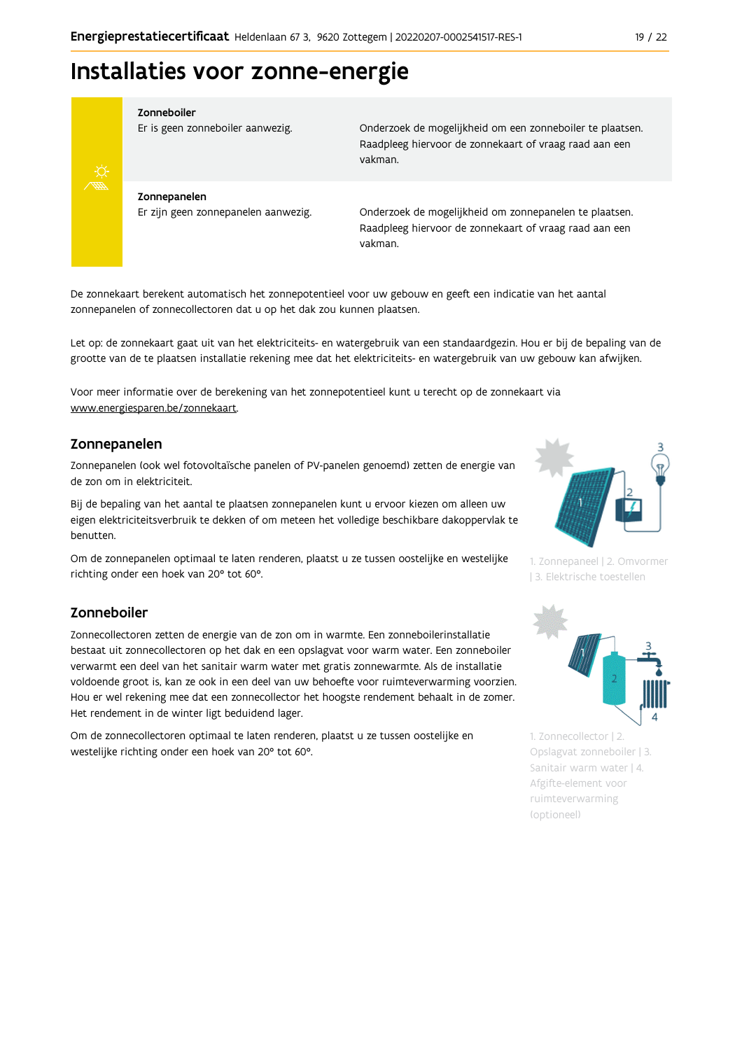# Installaties voor zonne-energie

| | |
|---|---|
| **Zonneboiler**<br>Er is geen zonneboiler aanwezig. | Onderzoek de mogelijkheid om een zonneboiler te plaatsen. Raadpleeg hiervoor de zonnekaart of vraag raad aan een vakman. |
| **Zonnepanelen**<br>Er zijn geen zonnepanelen aanwezig. | Onderzoek de mogelijkheid om zonnepanelen te plaatsen. Raadpleeg hiervoor de zonnekaart of vraag raad aan een vakman. |

De zonnekaart berekent automatisch het zonnepotentieel voor uw gebouw en geeft een indicatie van het aantal zonnepanelen of zonnecollectoren dat u op het dak zou kunnen plaatsen.

Let op: de zonnekaart gaat uit van het elektriciteits- en watergebruik van een standaardgezin. Hou er bij de bepaling van de grootte van de te plaatsen installatie rekening mee dat het elektriciteits- en watergebruik van uw gebouw kan afwijken.

Voor meer informatie over de berekening van het zonnepotentieel kunt u terecht op de zonnekaart via www.energiesparen.be/zonnekaart.

## Zonnepanelen

Zonnepanelen (ook wel fotovoltaïsche panelen of PV-panelen genoemd) zetten de energie van de zon om in elektriciteit.

Bij de bepaling van het aantal te plaatsen zonnepanelen kunt u ervoor kiezen om alleen uw eigen elektriciteitsverbruik te dekken of om meteen het volledige beschikbare dakoppervlak te benutten.

Om de zonnepanelen optimaal te laten renderen, plaatst u ze tussen oostelijke en westelijke richting onder een hoek van 20° tot 60°.

1. Zonnepaneel | 2. Omvormer | 3. Elektrische toestellen

## Zonneboiler

Zonnecollectoren zetten de energie van de zon om in warmte. Een zonneboilerinstallatie bestaat uit zonnecollectoren op het dak en een opslagvat voor warm water. Een zonneboiler verwarmt een deel van het sanitair warm water met gratis zonnewarmte. Als de installatie voldoende groot is, kan ze ook in een deel van uw behoefte voor ruimteverwarming voorzien. Hou er wel rekening mee dat een zonnecollector het hoogste rendement behaalt in de zomer. Het rendement in de winter ligt beduidend lager.

Om de zonnecollectoren optimaal te laten renderen, plaatst u ze tussen oostelijke en westelijke richting onder een hoek van 20° tot 60°.

1. Zonnecollector | 2. Opslagvat zonneboiler | 3. Sanitair warm water | 4. Afgifte-element voor ruimteverwarming (optioneel)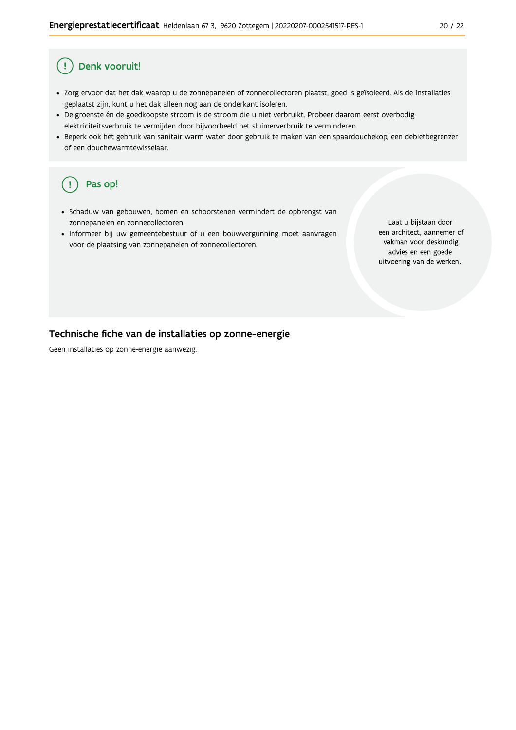## Denk vooruit!

- Zorg ervoor dat het dak waarop u de zonnepanelen of zonnecollectoren plaatst, goed is geïsoleerd. Als de installaties geplaatst zijn, kunt u het dak alleen nog aan de onderkant isoleren.
- De groenste én de goedkoopste stroom is de stroom die u niet verbruikt. Probeer daarom eerst overbodig elektriciteitsverbruik te vermijden door bijvoorbeeld het sluimerverbruik te verminderen.
- Beperk ook het gebruik van sanitair warm water door gebruik te maken van een spaardouchekop, een debietbegrenzer of een douchewarmtewisselaar.

## Pas op!

- Schaduw van gebouwen, bomen en schoorstenen vermindert de opbrengst van zonnepanelen en zonnecollectoren.
- Informeer bij uw gemeentebestuur of u een bouwvergunning moet aanvragen voor de plaatsing van zonnepanelen of zonnecollectoren.

Laat u bijstaan door een architect, aannemer of vakman voor deskundig advies en een goede uitvoering van de werken.

## Technische fiche van de installaties op zonne-energie

Geen installaties op zonne-energie aanwezig.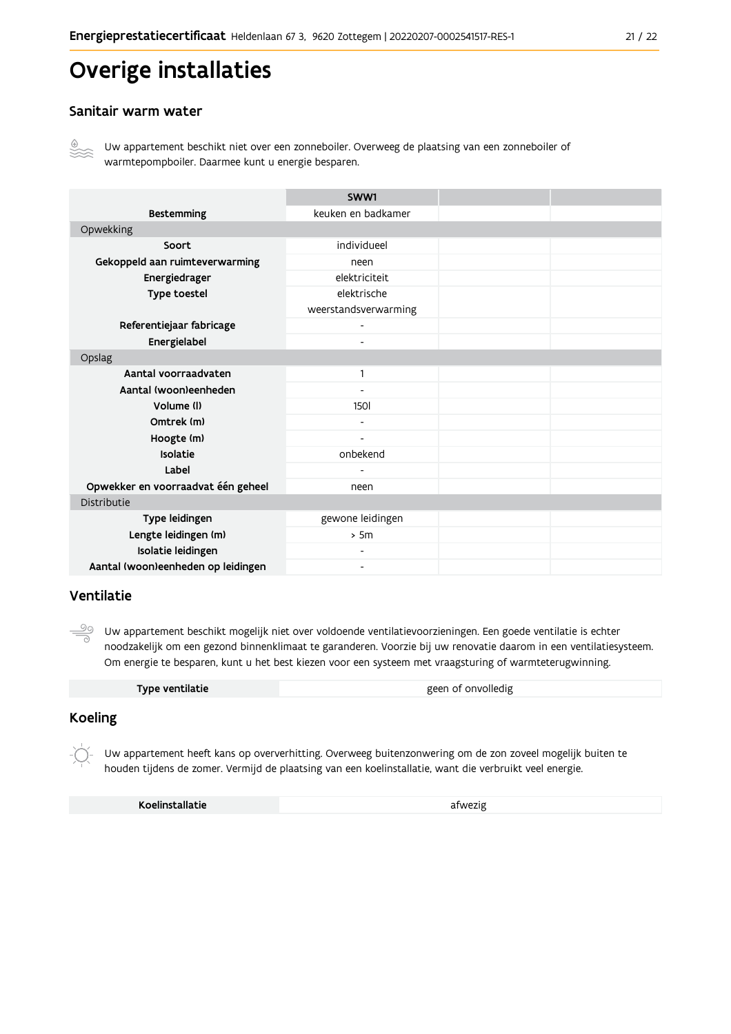# Overige installaties

## Sanitair warm water

Uw appartement beschikt niet over een zonneboiler. Overweeg de plaatsing van een zonneboiler of warmtepompboiler. Daarmee kunt u energie besparen.

| | SWW1 | | |
|---|---|---|---|
| **Bestemming** | keuken en badkamer | | |
| Opwekking | | | |
| **Soort** | individueel | | |
| **Gekoppeld aan ruimteverwarming** | neen | | |
| **Energiedrager** | elektriciteit | | |
| **Type toestel** | elektrische weerstandsverwarming | | |
| **Referentiejaar fabricage** | - | | |
| **Energielabel** | - | | |
| Opslag | | | |
| **Aantal voorraadvaten** | 1 | | |
| **Aantal (woon)eenheden** | - | | |
| **Volume (l)** | 150l | | |
| **Omtrek (m)** | - | | |
| **Hoogte (m)** | - | | |
| **Isolatie** | onbekend | | |
| **Label** | - | | |
| **Opwekker en voorraadvat één geheel** | neen | | |
| Distributie | | | |
| **Type leidingen** | gewone leidingen | | |
| **Lengte leidingen (m)** | > 5m | | |
| **Isolatie leidingen** | - | | |
| **Aantal (woon)eenheden op leidingen** | - | | |

## Ventilatie

Uw appartement beschikt mogelijk niet over voldoende ventilatievoorzieningen. Een goede ventilatie is echter noodzakelijk om een gezond binnenklimaat te garanderen. Voorzie bij uw renovatie daarom in een ventilatiesysteem. Om energie te besparen, kunt u het best kiezen voor een systeem met vraagsturing of warmteterugwinning.

| **Type ventilatie** | geen of onvolledig |
|---|---|

## Koeling

Uw appartement heeft kans op oververhitting. Overweeg buitenzonwering om de zon zoveel mogelijk buiten te houden tijdens de zomer. Vermijd de plaatsing van een koelinstallatie, want die verbruikt veel energie.

| **Koelinstallatie** | afwezig |
|---|---|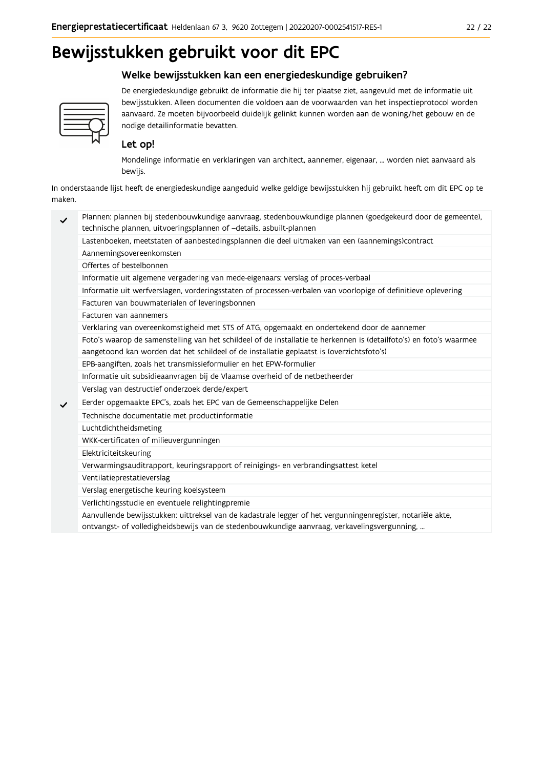# Bewijsstukken gebruikt voor dit EPC

## Welke bewijsstukken kan een energiedeskundige gebruiken?

De energiedeskundige gebruikt de informatie die hij ter plaatse ziet, aangevuld met de informatie uit bewijsstukken. Alleen documenten die voldoen aan de voorwaarden van het inspectieprotocol worden aanvaard. Ze moeten bijvoorbeeld duidelijk gelinkt kunnen worden aan de woning/het gebouw en de nodige detailinformatie bevatten.

### Let op!

Mondelinge informatie en verklaringen van architect, aannemer, eigenaar, ... worden niet aanvaard als bewijs.

In onderstaande lijst heeft de energiedeskundige aangeduid welke geldige bewijsstukken hij gebruikt heeft om dit EPC op te maken.

| | |
|---|---|
| ✓ | Plannen: plannen bij stedenbouwkundige aanvraag, stedenbouwkundige plannen (goedgekeurd door de gemeente), technische plannen, uitvoeringsplannen of –details, asbuilt-plannen |
| | Lastenboeken, meetstaten of aanbestedingsplannen die deel uitmaken van een (aannemings)contract |
| | Aannemingsovereenkomsten |
| | Offertes of bestelbonnen |
| | Informatie uit algemene vergadering van mede-eigenaars: verslag of proces-verbaal |
| | Informatie uit werfverslagen, vorderingsstaten of processen-verbalen van voorlopige of definitieve oplevering |
| | Facturen van bouwmaterialen of leveringsbonnen |
| | Facturen van aannemers |
| | Verklaring van overeenkomstigheid met STS of ATG, opgemaakt en ondertekend door de aannemer |
| | Foto's waarop de samenstelling van het schildeel of de installatie te herkennen is (detailfoto's) en foto's waarmee aangetoond kan worden dat het schildeel of de installatie geplaatst is (overzichtsfoto's) |
| | EPB-aangiften, zoals het transmissieformulier en het EPW-formulier |
| | Informatie uit subsidieaanvragen bij de Vlaamse overheid of de netbetheerder |
| | Verslag van destructief onderzoek derde/expert |
| ✓ | Eerder opgemaakte EPC's, zoals het EPC van de Gemeenschappelijke Delen |
| | Technische documentatie met productinformatie |
| | Luchtdichtheidsmeting |
| | WKK-certificaten of milieuvergunningen |
| | Elektriciteitskeuring |
| | Verwarmingsauditrapport, keuringsrapport of reinigings- en verbrandingsattest ketel |
| | Ventilatieprestatieverslag |
| | Verslag energetische keuring koelsysteem |
| | Verlichtingsstudie en eventuele relightingpremie |
| | Aanvullende bewijsstukken: uittreksel van de kadastrale legger of het vergunningenregister, notariële akte, ontvangst- of volledigheidsbewijs van de stedenbouwkundige aanvraag, verkavelingsvergunning, ... |